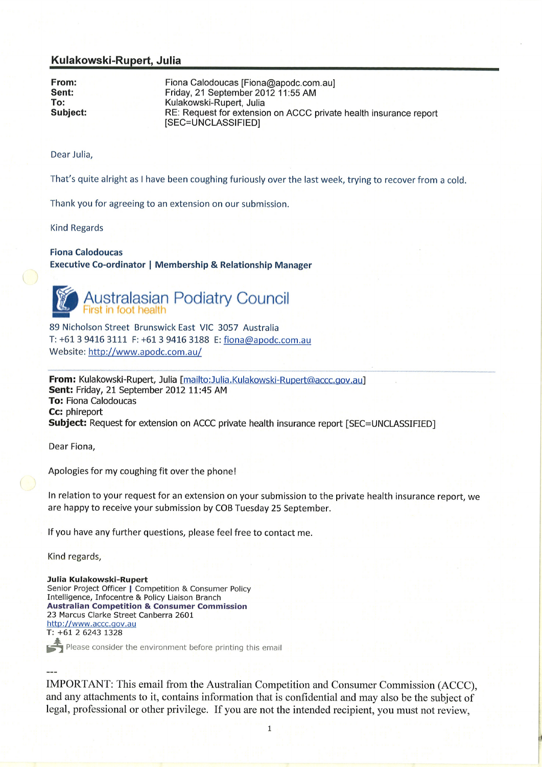## Kulakowski-Rupert, Julia

| | |
|---|---|
| **From:** | Fiona Calodoucas [Fiona@apodc.com.au] |
| **Sent:** | Friday, 21 September 2012 11:55 AM |
| **To:** | Kulakowski-Rupert, Julia |
| **Subject:** | RE: Request for extension on ACCC private health insurance report [SEC=UNCLASSIFIED] |

Dear Julia,

That's quite alright as I have been coughing furiously over the last week, trying to recover from a cold.

Thank you for agreeing to an extension on our submission.

Kind Regards

**Fiona Calodoucas**
**Executive Co-ordinator | Membership & Relationship Manager**

Australasian Podiatry Council
First in foot health

89 Nicholson Street Brunswick East VIC 3057 Australia
T: +61 3 9416 3111 F: +61 3 9416 3188 E: fiona@apodc.com.au
Website: http://www.apodc.com.au/

---

**From:** Kulakowski-Rupert, Julia [mailto:Julia.Kulakowski-Rupert@accc.gov.au]
**Sent:** Friday, 21 September 2012 11:45 AM
**To:** Fiona Calodoucas
**Cc:** phireport
**Subject:** Request for extension on ACCC private health insurance report [SEC=UNCLASSIFIED]

Dear Fiona,

Apologies for my coughing fit over the phone!

In relation to your request for an extension on your submission to the private health insurance report, we are happy to receive your submission by COB Tuesday 25 September.

If you have any further questions, please feel free to contact me.

Kind regards,

**Julia Kulakowski-Rupert**
Senior Project Officer | Competition & Consumer Policy
Intelligence, Infocentre & Policy Liaison Branch
**Australian Competition & Consumer Commission**
23 Marcus Clarke Street Canberra 2601
http://www.accc.gov.au
T: +61 2 6243 1328

Please consider the environment before printing this email

---

IMPORTANT: This email from the Australian Competition and Consumer Commission (ACCC), and any attachments to it, contains information that is confidential and may also be the subject of legal, professional or other privilege. If you are not the intended recipient, you must not review,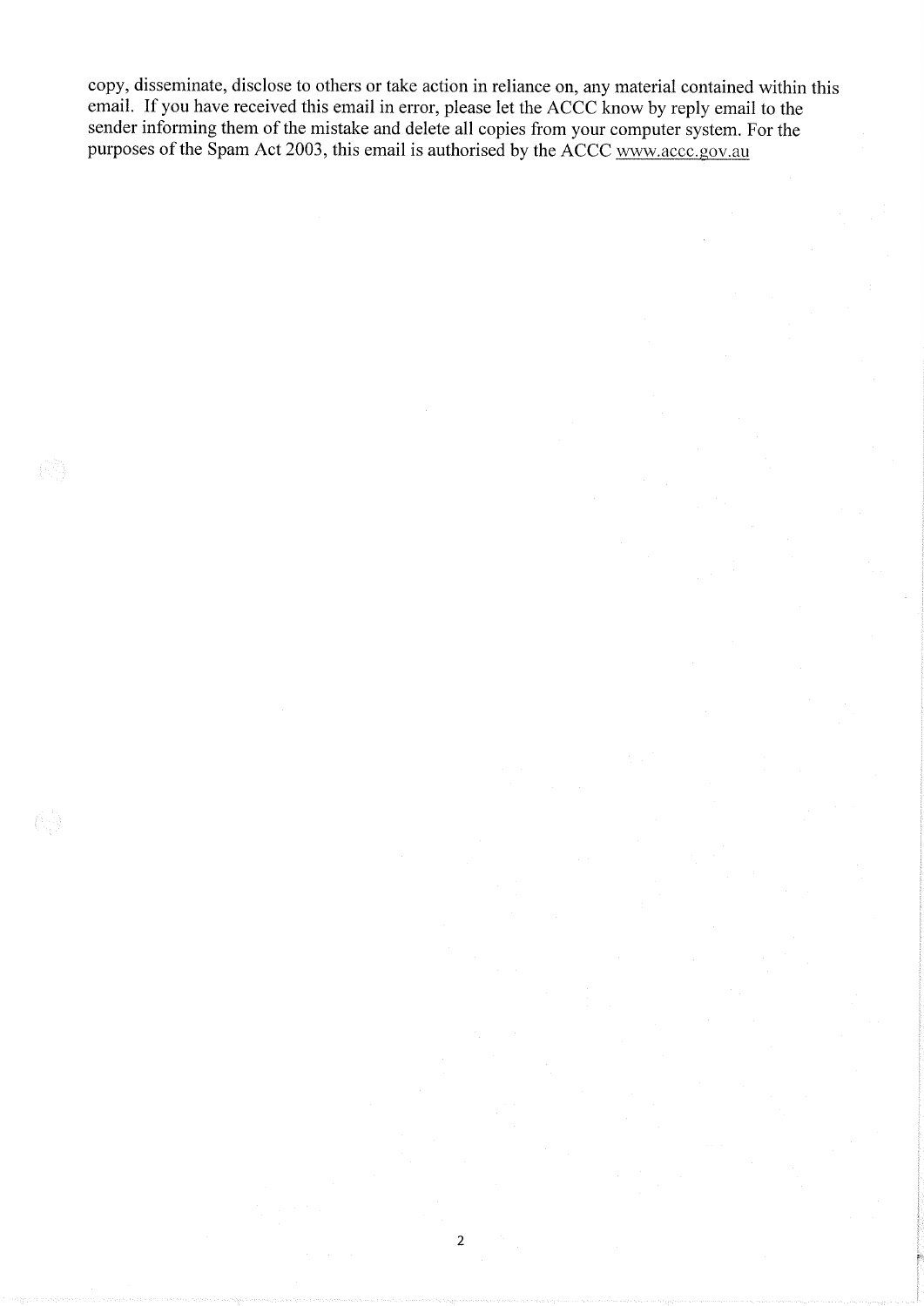copy, disseminate, disclose to others or take action in reliance on, any material contained within this email. If you have received this email in error, please let the ACCC know by reply email to the sender informing them of the mistake and delete all copies from your computer system. For the purposes of the Spam Act 2003, this email is authorised by the ACCC www.accc.gov.au